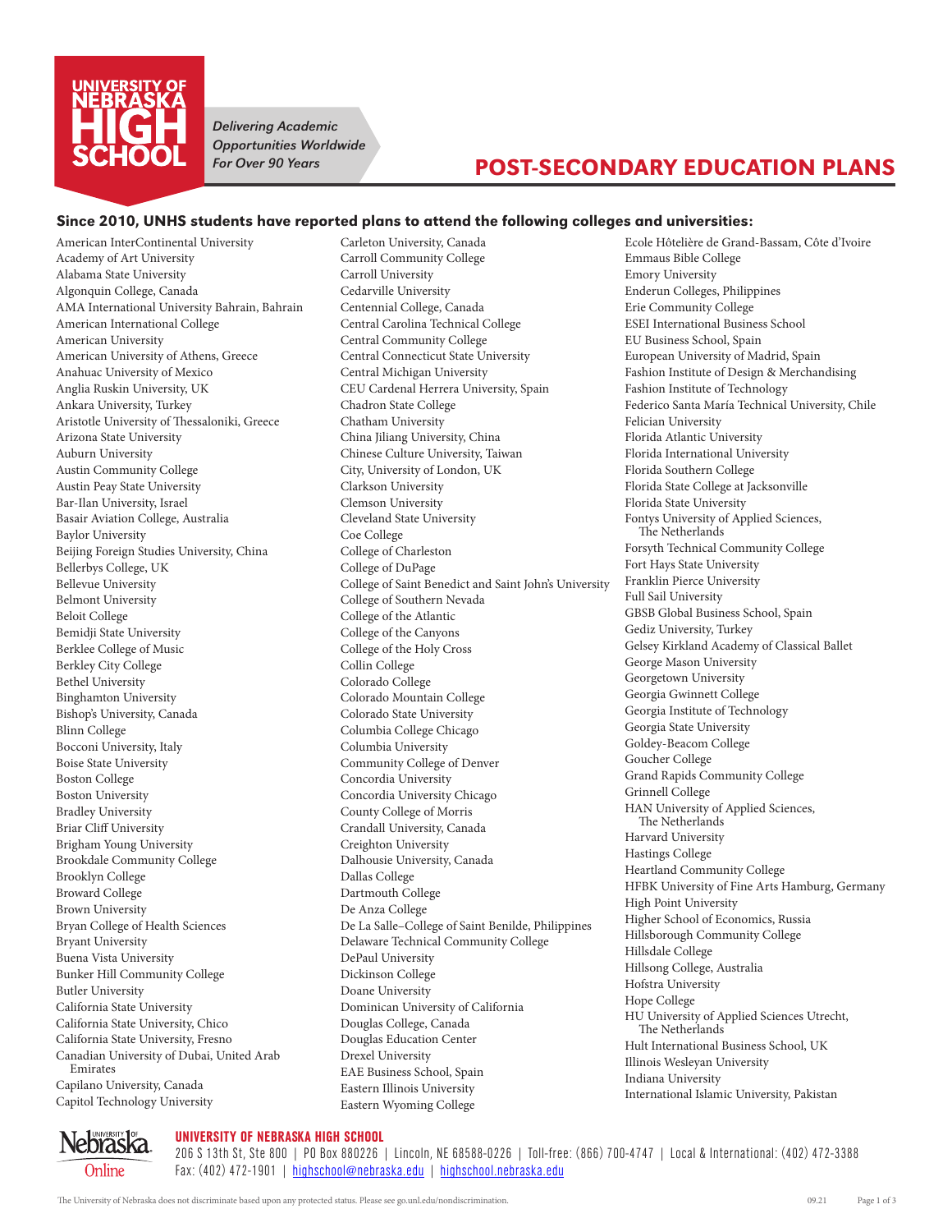# UNIVERSITY OF NEBRASKA HIGH SCHOOL

*Delivering Academic Opportunities Worldwide For Over 90 Years*

## POST-SECONDARY EDUCATION PLANS

### Since 2010, UNHS students have reported plans to attend the following colleges and universities:

American InterContinental University
Academy of Art University
Alabama State University
Algonquin College, Canada
AMA International University Bahrain, Bahrain
American International College
American University
American University of Athens, Greece
Anahuac University of Mexico
Anglia Ruskin University, UK
Ankara University, Turkey
Aristotle University of Thessaloniki, Greece
Arizona State University
Auburn University
Austin Community College
Austin Peay State University
Bar-Ilan University, Israel
Basair Aviation College, Australia
Baylor University
Beijing Foreign Studies University, China
Bellerbys College, UK
Bellevue University
Belmont University
Beloit College
Bemidji State University
Berklee College of Music
Berkley City College
Bethel University
Binghamton University
Bishop's University, Canada
Blinn College
Bocconi University, Italy
Boise State University
Boston College
Boston University
Bradley University
Briar Cliff University
Brigham Young University
Brookdale Community College
Brooklyn College
Broward College
Brown University
Bryan College of Health Sciences
Bryant University
Buena Vista University
Bunker Hill Community College
Butler University
California State University
California State University, Chico
California State University, Fresno
Canadian University of Dubai, United Arab Emirates
Capilano University, Canada
Capitol Technology University
Carleton University, Canada
Carroll Community College
Carroll University
Cedarville University
Centennial College, Canada
Central Carolina Technical College
Central Community College
Central Connecticut State University
Central Michigan University
CEU Cardenal Herrera University, Spain
Chadron State College
Chatham University
China Jiliang University, China
Chinese Culture University, Taiwan
City, University of London, UK
Clarkson University
Clemson University
Cleveland State University
Coe College
College of Charleston
College of DuPage
College of Saint Benedict and Saint John's University
College of Southern Nevada
College of the Atlantic
College of the Canyons
College of the Holy Cross
Collin College
Colorado College
Colorado Mountain College
Colorado State University
Columbia College Chicago
Columbia University
Community College of Denver
Concordia University
Concordia University Chicago
County College of Morris
Crandall University, Canada
Creighton University
Dalhousie University, Canada
Dallas College
Dartmouth College
De Anza College
De La Salle–College of Saint Benilde, Philippines
Delaware Technical Community College
DePaul University
Dickinson College
Doane University
Dominican University of California
Douglas College, Canada
Douglas Education Center
Drexel University
EAE Business School, Spain
Eastern Illinois University
Eastern Wyoming College
Ecole Hôtelière de Grand-Bassam, Côte d'Ivoire
Emmaus Bible College
Emory University
Enderun Colleges, Philippines
Erie Community College
ESEI International Business School
EU Business School, Spain
European University of Madrid, Spain
Fashion Institute of Design & Merchandising
Fashion Institute of Technology
Federico Santa María Technical University, Chile
Felician University
Florida Atlantic University
Florida International University
Florida Southern College
Florida State College at Jacksonville
Florida State University
Fontys University of Applied Sciences, The Netherlands
Forsyth Technical Community College
Fort Hays State University
Franklin Pierce University
Full Sail University
GBSB Global Business School, Spain
Gediz University, Turkey
Gelsey Kirkland Academy of Classical Ballet
George Mason University
Georgetown University
Georgia Gwinnett College
Georgia Institute of Technology
Georgia State University
Goldey-Beacom College
Goucher College
Grand Rapids Community College
Grinnell College
HAN University of Applied Sciences, The Netherlands
Harvard University
Hastings College
Heartland Community College
HFBK University of Fine Arts Hamburg, Germany
High Point University
Higher School of Economics, Russia
Hillsborough Community College
Hillsdale College
Hillsong College, Australia
Hofstra University
Hope College
HU University of Applied Sciences Utrecht, The Netherlands
Hult International Business School, UK
Illinois Wesleyan University
Indiana University
International Islamic University, Pakistan

**UNIVERSITY OF NEBRASKA HIGH SCHOOL**
206 S 13th St, Ste 800 | PO Box 880226 | Lincoln, NE 68588-0226 | Toll-free: (866) 700-4747 | Local & International: (402) 472-3388
Fax: (402) 472-1901 | highschool@nebraska.edu | highschool.nebraska.edu

The University of Nebraska does not discriminate based upon any protected status. Please see go.unl.edu/nondiscrimination.

09.21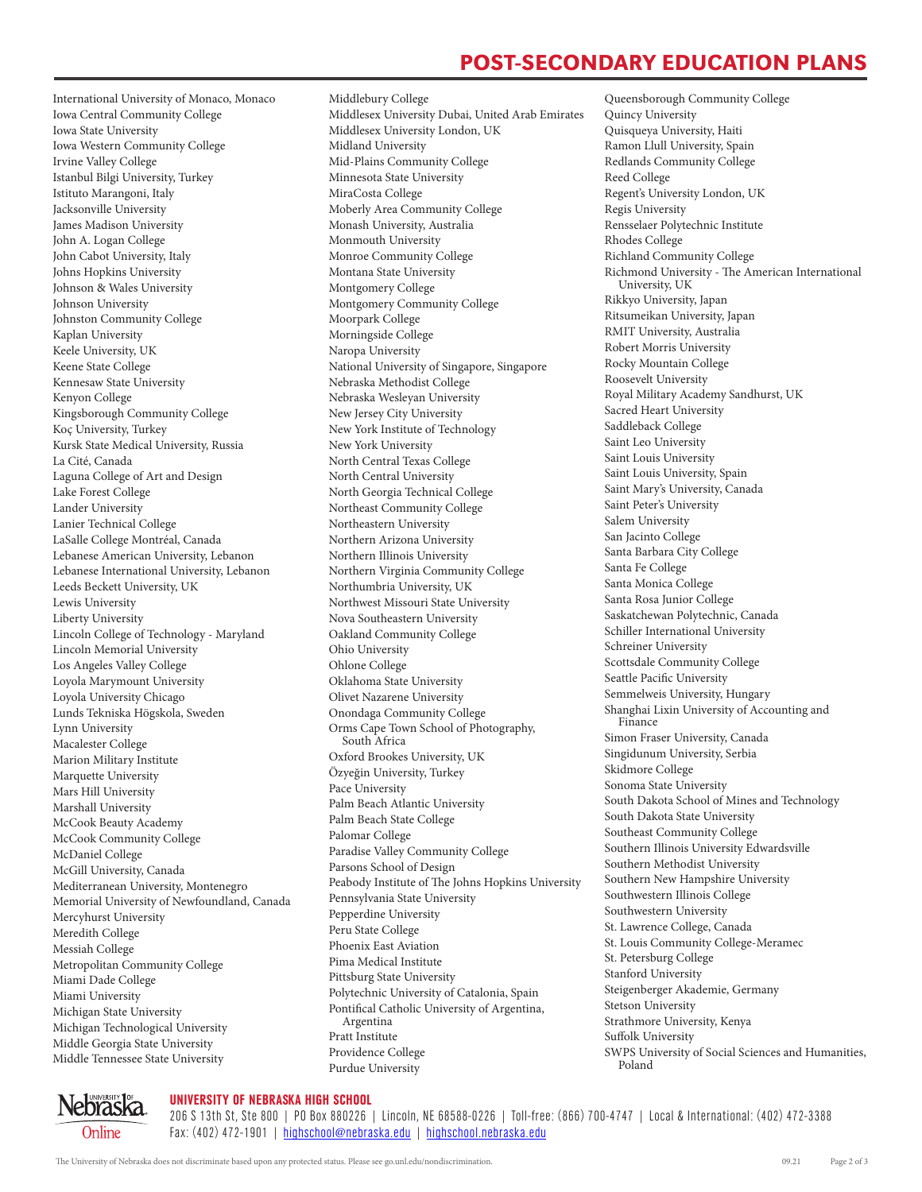# POST-SECONDARY EDUCATION PLANS

International University of Monaco, Monaco
Iowa Central Community College
Iowa State University
Iowa Western Community College
Irvine Valley College
Istanbul Bilgi University, Turkey
Istituto Marangoni, Italy
Jacksonville University
James Madison University
John A. Logan College
John Cabot University, Italy
Johns Hopkins University
Johnson & Wales University
Johnson University
Johnston Community College
Kaplan University
Keele University, UK
Keene State College
Kennesaw State University
Kenyon College
Kingsborough Community College
Koç University, Turkey
Kursk State Medical University, Russia
La Cité, Canada
Laguna College of Art and Design
Lake Forest College
Lander University
Lanier Technical College
LaSalle College Montréal, Canada
Lebanese American University, Lebanon
Lebanese International University, Lebanon
Leeds Beckett University, UK
Lewis University
Liberty University
Lincoln College of Technology - Maryland
Lincoln Memorial University
Los Angeles Valley College
Loyola Marymount University
Loyola University Chicago
Lunds Tekniska Högskola, Sweden
Lynn University
Macalester College
Marion Military Institute
Marquette University
Mars Hill University
Marshall University
McCook Beauty Academy
McCook Community College
McDaniel College
McGill University, Canada
Mediterranean University, Montenegro
Memorial University of Newfoundland, Canada
Mercyhurst University
Meredith College
Messiah College
Metropolitan Community College
Miami Dade College
Miami University
Michigan State University
Michigan Technological University
Middle Georgia State University
Middle Tennessee State University
Middlebury College
Middlesex University Dubai, United Arab Emirates
Middlesex University London, UK
Midland University
Mid-Plains Community College
Minnesota State University
MiraCosta College
Moberly Area Community College
Monash University, Australia
Monmouth University
Monroe Community College
Montana State University
Montgomery College
Montgomery Community College
Moorpark College
Morningside College
Naropa University
National University of Singapore, Singapore
Nebraska Methodist College
Nebraska Wesleyan University
New Jersey City University
New York Institute of Technology
New York University
North Central Texas College
North Central University
North Georgia Technical College
Northeast Community College
Northeastern University
Northern Arizona University
Northern Illinois University
Northern Virginia Community College
Northumbria University, UK
Northwest Missouri State University
Nova Southeastern University
Oakland Community College
Ohio University
Ohlone College
Oklahoma State University
Olivet Nazarene University
Onondaga Community College
Orms Cape Town School of Photography, South Africa
Oxford Brookes University, UK
Özyeğin University, Turkey
Pace University
Palm Beach Atlantic University
Palm Beach State College
Palomar College
Paradise Valley Community College
Parsons School of Design
Peabody Institute of The Johns Hopkins University
Pennsylvania State University
Pepperdine University
Peru State College
Phoenix East Aviation
Pima Medical Institute
Pittsburg State University
Polytechnic University of Catalonia, Spain
Pontifical Catholic University of Argentina, Argentina
Pratt Institute
Providence College
Purdue University
Queensborough Community College
Quincy University
Quisqueya University, Haiti
Ramon Llull University, Spain
Redlands Community College
Reed College
Regent's University London, UK
Regis University
Rensselaer Polytechnic Institute
Rhodes College
Richland Community College
Richmond University - The American International University, UK
Rikkyo University, Japan
Ritsumeikan University, Japan
RMIT University, Australia
Robert Morris University
Rocky Mountain College
Roosevelt University
Royal Military Academy Sandhurst, UK
Sacred Heart University
Saddleback College
Saint Leo University
Saint Louis University
Saint Louis University, Spain
Saint Mary's University, Canada
Saint Peter's University
Salem University
San Jacinto College
Santa Barbara City College
Santa Fe College
Santa Monica College
Santa Rosa Junior College
Saskatchewan Polytechnic, Canada
Schiller International University
Schreiner University
Scottsdale Community College
Seattle Pacific University
Semmelweis University, Hungary
Shanghai Lixin University of Accounting and Finance
Simon Fraser University, Canada
Singidunum University, Serbia
Skidmore College
Sonoma State University
South Dakota School of Mines and Technology
South Dakota State University
Southeast Community College
Southern Illinois University Edwardsville
Southern Methodist University
Southern New Hampshire University
Southwestern Illinois College
Southwestern University
St. Lawrence College, Canada
St. Louis Community College-Meramec
St. Petersburg College
Stanford University
Steigenberger Akademie, Germany
Stetson University
Strathmore University, Kenya
Suffolk University
SWPS University of Social Sciences and Humanities, Poland

**UNIVERSITY OF NEBRASKA HIGH SCHOOL**
206 S 13th St, Ste 800 | PO Box 880226 | Lincoln, NE 68588-0226 | Toll-free: (866) 700-4747 | Local & International: (402) 472-3388
Fax: (402) 472-1901 | highschool@nebraska.edu | highschool.nebraska.edu

The University of Nebraska does not discriminate based upon any protected status. Please see go.unl.edu/nondiscrimination. 09.21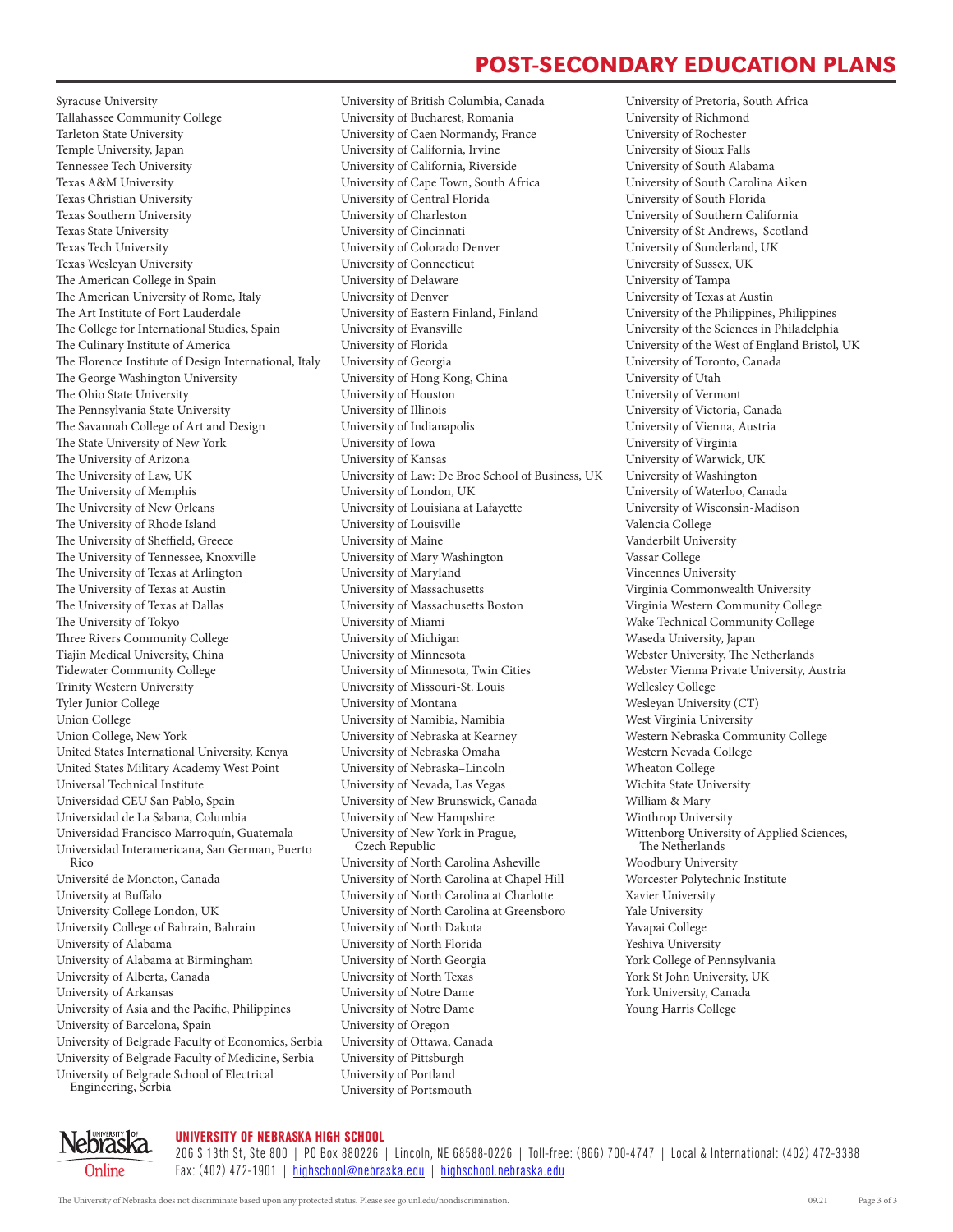# POST-SECONDARY EDUCATION PLANS

Syracuse University
Tallahassee Community College
Tarleton State University
Temple University, Japan
Tennessee Tech University
Texas A&M University
Texas Christian University
Texas Southern University
Texas State University
Texas Tech University
Texas Wesleyan University
The American College in Spain
The American University of Rome, Italy
The Art Institute of Fort Lauderdale
The College for International Studies, Spain
The Culinary Institute of America
The Florence Institute of Design International, Italy
The George Washington University
The Ohio State University
The Pennsylvania State University
The Savannah College of Art and Design
The State University of New York
The University of Arizona
The University of Law, UK
The University of Memphis
The University of New Orleans
The University of Rhode Island
The University of Sheffield, Greece
The University of Tennessee, Knoxville
The University of Texas at Arlington
The University of Texas at Austin
The University of Texas at Dallas
The University of Tokyo
Three Rivers Community College
Tiajin Medical University, China
Tidewater Community College
Trinity Western University
Tyler Junior College
Union College
Union College, New York
United States International University, Kenya
United States Military Academy West Point
Universal Technical Institute
Universidad CEU San Pablo, Spain
Universidad de La Sabana, Columbia
Universidad Francisco Marroquín, Guatemala
Universidad Interamericana, San German, Puerto Rico
Université de Moncton, Canada
University at Buffalo
University College London, UK
University College of Bahrain, Bahrain
University of Alabama
University of Alabama at Birmingham
University of Alberta, Canada
University of Arkansas
University of Asia and the Pacific, Philippines
University of Barcelona, Spain
University of Belgrade Faculty of Economics, Serbia
University of Belgrade Faculty of Medicine, Serbia
University of Belgrade School of Electrical Engineering, Serbia
University of British Columbia, Canada
University of Bucharest, Romania
University of Caen Normandy, France
University of California, Irvine
University of California, Riverside
University of Cape Town, South Africa
University of Central Florida
University of Charleston
University of Cincinnati
University of Colorado Denver
University of Connecticut
University of Delaware
University of Denver
University of Eastern Finland, Finland
University of Evansville
University of Florida
University of Georgia
University of Hong Kong, China
University of Houston
University of Illinois
University of Indianapolis
University of Iowa
University of Kansas
University of Law: De Broc School of Business, UK
University of London, UK
University of Louisiana at Lafayette
University of Louisville
University of Maine
University of Mary Washington
University of Maryland
University of Massachusetts
University of Massachusetts Boston
University of Miami
University of Michigan
University of Minnesota
University of Minnesota, Twin Cities
University of Missouri-St. Louis
University of Montana
University of Namibia, Namibia
University of Nebraska at Kearney
University of Nebraska Omaha
University of Nebraska–Lincoln
University of Nevada, Las Vegas
University of New Brunswick, Canada
University of New Hampshire
University of New York in Prague, Czech Republic
University of North Carolina Asheville
University of North Carolina at Chapel Hill
University of North Carolina at Charlotte
University of North Carolina at Greensboro
University of North Dakota
University of North Florida
University of North Georgia
University of North Texas
University of Notre Dame
University of Notre Dame
University of Oregon
University of Ottawa, Canada
University of Pittsburgh
University of Portland
University of Portsmouth
University of Pretoria, South Africa
University of Richmond
University of Rochester
University of Sioux Falls
University of South Alabama
University of South Carolina Aiken
University of South Florida
University of Southern California
University of St Andrews, Scotland
University of Sunderland, UK
University of Sussex, UK
University of Tampa
University of Texas at Austin
University of the Philippines, Philippines
University of the Sciences in Philadelphia
University of the West of England Bristol, UK
University of Toronto, Canada
University of Utah
University of Vermont
University of Victoria, Canada
University of Vienna, Austria
University of Virginia
University of Warwick, UK
University of Washington
University of Waterloo, Canada
University of Wisconsin-Madison
Valencia College
Vanderbilt University
Vassar College
Vincennes University
Virginia Commonwealth University
Virginia Western Community College
Wake Technical Community College
Waseda University, Japan
Webster University, The Netherlands
Webster Vienna Private University, Austria
Wellesley College
Wesleyan University (CT)
West Virginia University
Western Nebraska Community College
Western Nevada College
Wheaton College
Wichita State University
William & Mary
Winthrop University
Wittenborg University of Applied Sciences, The Netherlands
Woodbury University
Worcester Polytechnic Institute
Xavier University
Yale University
Yavapai College
Yeshiva University
York College of Pennsylvania
York St John University, UK
York University, Canada
Young Harris College

**UNIVERSITY OF NEBRASKA HIGH SCHOOL**
206 S 13th St, Ste 800 | PO Box 880226 | Lincoln, NE 68588-0226 | Toll-free: (866) 700-4747 | Local & International: (402) 472-3388
Fax: (402) 472-1901 | highschool@nebraska.edu | highschool.nebraska.edu

The University of Nebraska does not discriminate based upon any protected status. Please see go.unl.edu/nondiscrimination.

09.21